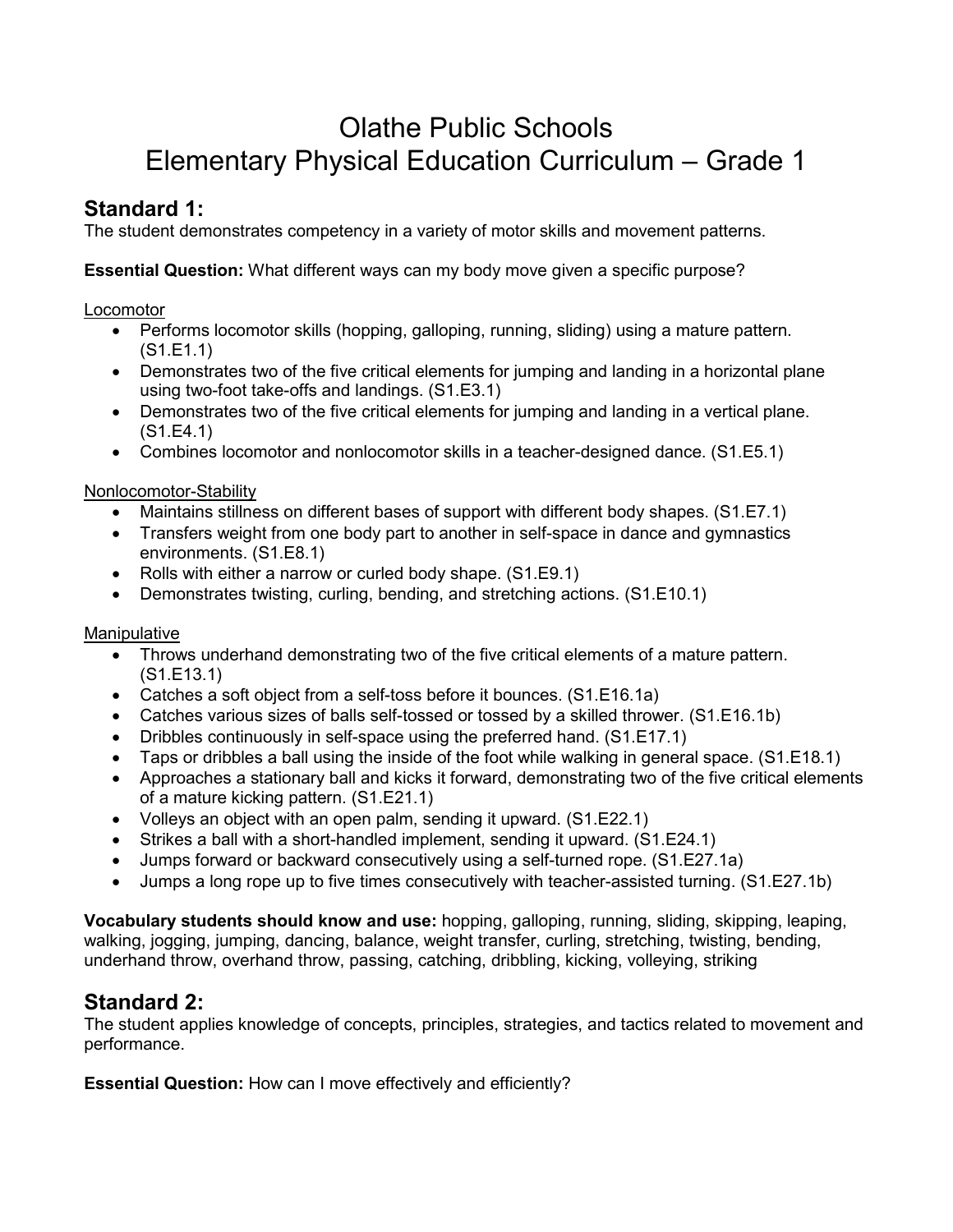# Olathe Public Schools
# Elementary Physical Education Curriculum – Grade 1

## Standard 1:

The student demonstrates competency in a variety of motor skills and movement patterns.

**Essential Question:** What different ways can my body move given a specific purpose?

<u>Locomotor</u>

- Performs locomotor skills (hopping, galloping, running, sliding) using a mature pattern. (S1.E1.1)
- Demonstrates two of the five critical elements for jumping and landing in a horizontal plane using two-foot take-offs and landings. (S1.E3.1)
- Demonstrates two of the five critical elements for jumping and landing in a vertical plane. (S1.E4.1)
- Combines locomotor and nonlocomotor skills in a teacher-designed dance. (S1.E5.1)

<u>Nonlocomotor-Stability</u>

- Maintains stillness on different bases of support with different body shapes. (S1.E7.1)
- Transfers weight from one body part to another in self-space in dance and gymnastics environments. (S1.E8.1)
- Rolls with either a narrow or curled body shape. (S1.E9.1)
- Demonstrates twisting, curling, bending, and stretching actions. (S1.E10.1)

<u>Manipulative</u>

- Throws underhand demonstrating two of the five critical elements of a mature pattern. (S1.E13.1)
- Catches a soft object from a self-toss before it bounces. (S1.E16.1a)
- Catches various sizes of balls self-tossed or tossed by a skilled thrower. (S1.E16.1b)
- Dribbles continuously in self-space using the preferred hand. (S1.E17.1)
- Taps or dribbles a ball using the inside of the foot while walking in general space. (S1.E18.1)
- Approaches a stationary ball and kicks it forward, demonstrating two of the five critical elements of a mature kicking pattern. (S1.E21.1)
- Volleys an object with an open palm, sending it upward. (S1.E22.1)
- Strikes a ball with a short-handled implement, sending it upward. (S1.E24.1)
- Jumps forward or backward consecutively using a self-turned rope. (S1.E27.1a)
- Jumps a long rope up to five times consecutively with teacher-assisted turning. (S1.E27.1b)

**Vocabulary students should know and use:** hopping, galloping, running, sliding, skipping, leaping, walking, jogging, jumping, dancing, balance, weight transfer, curling, stretching, twisting, bending, underhand throw, overhand throw, passing, catching, dribbling, kicking, volleying, striking

## Standard 2:

The student applies knowledge of concepts, principles, strategies, and tactics related to movement and performance.

**Essential Question:** How can I move effectively and efficiently?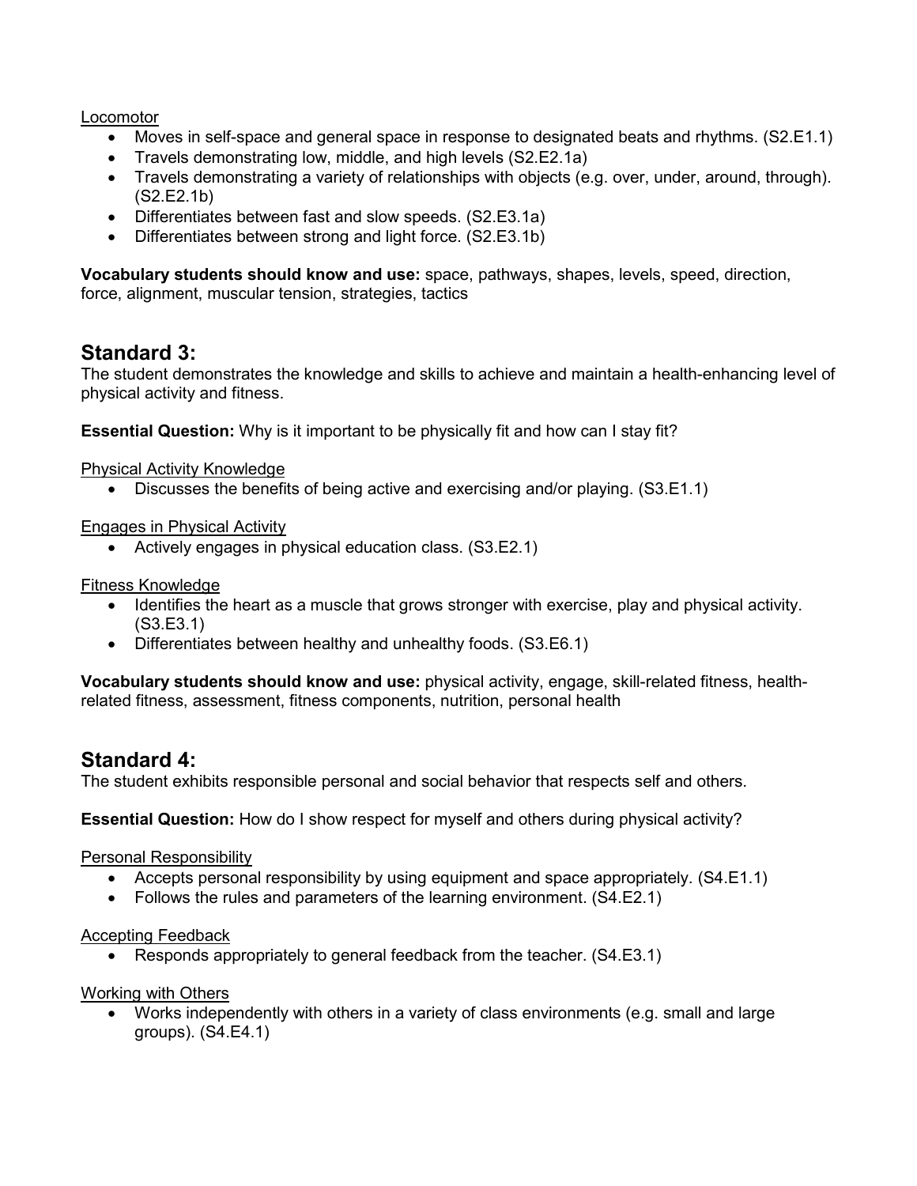Locomotor

- Moves in self-space and general space in response to designated beats and rhythms. (S2.E1.1)
- Travels demonstrating low, middle, and high levels (S2.E2.1a)
- Travels demonstrating a variety of relationships with objects (e.g. over, under, around, through). (S2.E2.1b)
- Differentiates between fast and slow speeds. (S2.E3.1a)
- Differentiates between strong and light force. (S2.E3.1b)

**Vocabulary students should know and use:** space, pathways, shapes, levels, speed, direction, force, alignment, muscular tension, strategies, tactics

## Standard 3:

The student demonstrates the knowledge and skills to achieve and maintain a health-enhancing level of physical activity and fitness.

**Essential Question:** Why is it important to be physically fit and how can I stay fit?

Physical Activity Knowledge

- Discusses the benefits of being active and exercising and/or playing. (S3.E1.1)

Engages in Physical Activity

- Actively engages in physical education class. (S3.E2.1)

Fitness Knowledge

- Identifies the heart as a muscle that grows stronger with exercise, play and physical activity. (S3.E3.1)
- Differentiates between healthy and unhealthy foods. (S3.E6.1)

**Vocabulary students should know and use:** physical activity, engage, skill-related fitness, health-related fitness, assessment, fitness components, nutrition, personal health

## Standard 4:

The student exhibits responsible personal and social behavior that respects self and others.

**Essential Question:** How do I show respect for myself and others during physical activity?

Personal Responsibility

- Accepts personal responsibility by using equipment and space appropriately. (S4.E1.1)
- Follows the rules and parameters of the learning environment. (S4.E2.1)

Accepting Feedback

- Responds appropriately to general feedback from the teacher. (S4.E3.1)

Working with Others

- Works independently with others in a variety of class environments (e.g. small and large groups). (S4.E4.1)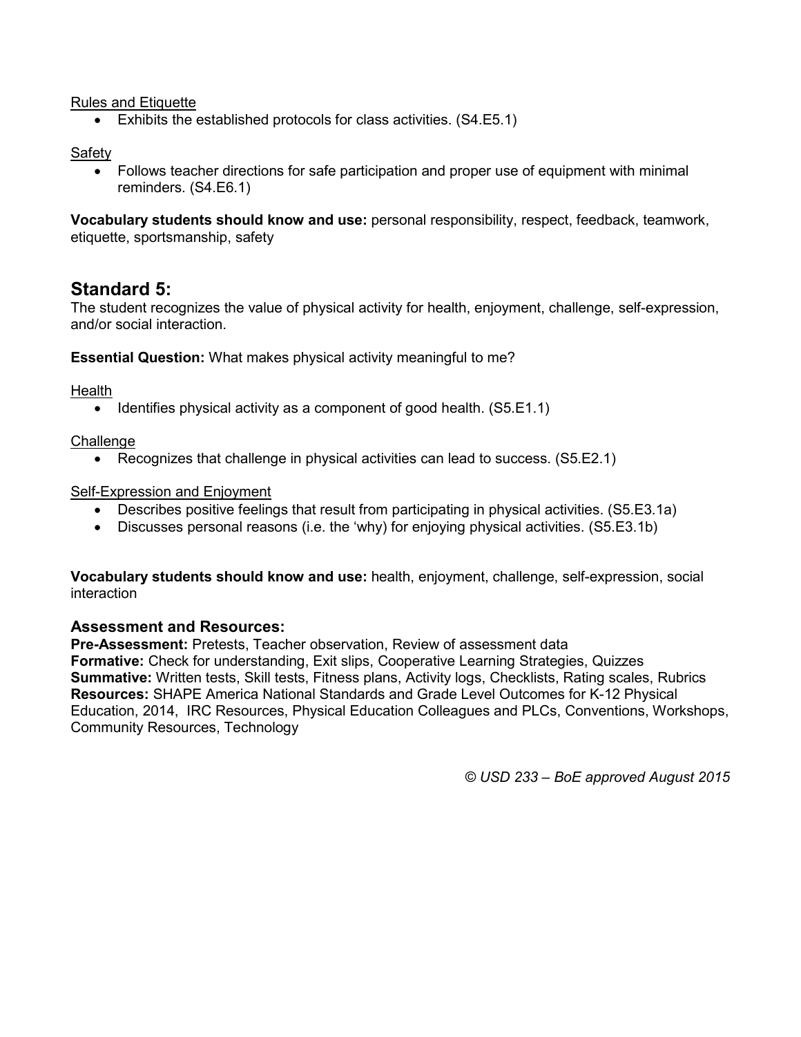Rules and Etiquette

- Exhibits the established protocols for class activities. (S4.E5.1)

Safety

- Follows teacher directions for safe participation and proper use of equipment with minimal reminders. (S4.E6.1)

**Vocabulary students should know and use:** personal responsibility, respect, feedback, teamwork, etiquette, sportsmanship, safety

## Standard 5:

The student recognizes the value of physical activity for health, enjoyment, challenge, self-expression, and/or social interaction.

**Essential Question:** What makes physical activity meaningful to me?

Health

- Identifies physical activity as a component of good health. (S5.E1.1)

Challenge

- Recognizes that challenge in physical activities can lead to success. (S5.E2.1)

Self-Expression and Enjoyment

- Describes positive feelings that result from participating in physical activities. (S5.E3.1a)
- Discusses personal reasons (i.e. the 'why) for enjoying physical activities. (S5.E3.1b)

**Vocabulary students should know and use:** health, enjoyment, challenge, self-expression, social interaction

### Assessment and Resources:

**Pre-Assessment:** Pretests, Teacher observation, Review of assessment data
**Formative:** Check for understanding, Exit slips, Cooperative Learning Strategies, Quizzes
**Summative:** Written tests, Skill tests, Fitness plans, Activity logs, Checklists, Rating scales, Rubrics
**Resources:** SHAPE America National Standards and Grade Level Outcomes for K-12 Physical Education, 2014, IRC Resources, Physical Education Colleagues and PLCs, Conventions, Workshops, Community Resources, Technology

*© USD 233 – BoE approved August 2015*